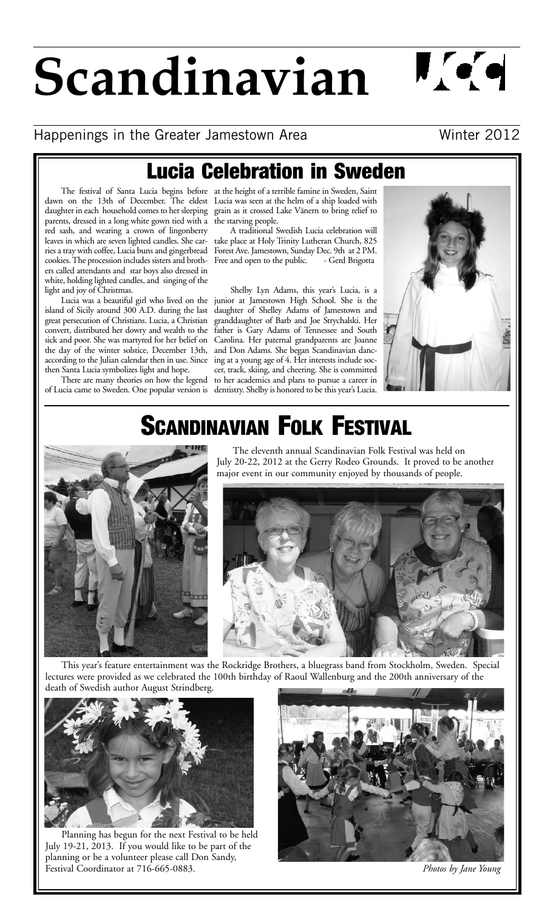# Scandinavian

Happenings in the Greater Jamestown Area

Winter 2012

## Lucia Celebration in Sweden

The festival of Santa Lucia begins before dawn on the 13th of December. The eldest daughter in each household comes to her sleeping parents, dressed in a long white gown tied with a red sash, and wearing a crown of lingonberry leaves in which are seven lighted candles. She carries a tray with coffee, Lucia buns and gingerbread cookies. The procession includes sisters and brothers called attendants and star boys also dressed in white, holding lighted candles, and singing of the light and joy of Christmas.

Lucia was a beautiful girl who lived on the island of Sicily around 300 A.D. during the last great persecution of Christians. Lucia, a Christian convert, distributed her dowry and wealth to the sick and poor. She was martyred for her belief on the day of the winter solstice, December 13th, according to the Julian calendar then in use. Since then Santa Lucia symbolizes light and hope.

There are many theories on how the legend of Lucia came to Sweden. One popular version is at the height of a terrible famine in Sweden, Saint Lucia was seen at the helm of a ship loaded with grain as it crossed Lake Vänern to bring relief to the starving people.

A traditional Swedish Lucia celebration will take place at Holy Trinity Lutheran Church, 825 Forest Ave. Jamestown, Sunday Dec. 9th at 2 PM. Free and open to the public. - Gerd Brigotta

Shelby Lyn Adams, this year's Lucia, is a junior at Jamestown High School. She is the daughter of Shelley Adams of Jamestown and granddaughter of Barb and Joe Strychalski. Her father is Gary Adams of Tennessee and South Carolina. Her paternal grandparents are Joanne and Don Adams. She began Scandinavian dancing at a young age of 4. Her interests include soccer, track, skiing, and cheering. She is committed to her academics and plans to pursue a career in dentistry. Shelby is honored to be this year's Lucia.

## Scandinavian Folk Festival

The eleventh annual Scandinavian Folk Festival was held on July 20-22, 2012 at the Gerry Rodeo Grounds. It proved to be another major event in our community enjoyed by thousands of people.

This year's feature entertainment was the Rockridge Brothers, a bluegrass band from Stockholm, Sweden. Special lectures were provided as we celebrated the 100th birthday of Raoul Wallenburg and the 200th anniversary of the death of Swedish author August Strindberg.

Planning has begun for the next Festival to be held July 19-21, 2013. If you would like to be part of the planning or be a volunteer please call Don Sandy, Festival Coordinator at 716-665-0883.

*Photos by Jane Young*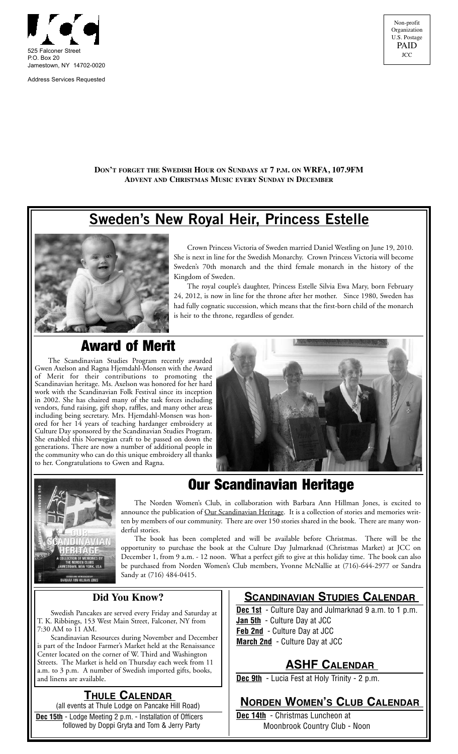525 Falconer Street
P.O. Box 20
Jamestown, NY 14702-0020

Address Services Requested

Non-profit
Organization
U.S. Postage
PAID
JCC

**DON'T FORGET THE SWEDISH HOUR ON SUNDAYS AT 7 P.M. ON WRFA, 107.9FM**
**ADVENT AND CHRISTMAS MUSIC EVERY SUNDAY IN DECEMBER**

## Sweden's New Royal Heir, Princess Estelle

Crown Princess Victoria of Sweden married Daniel Westling on June 19, 2010. She is next in line for the Swedish Monarchy. Crown Princess Victoria will become Sweden's 70th monarch and the third female monarch in the history of the Kingdom of Sweden.

The royal couple's daughter, Princess Estelle Silvia Ewa Mary, born February 24, 2012, is now in line for the throne after her mother. Since 1980, Sweden has had fully cognatic succession, which means that the first-born child of the monarch is heir to the throne, regardless of gender.

## Award of Merit

The Scandinavian Studies Program recently awarded Gwen Axelson and Ragna Hjemdahl-Monsen with the Award of Merit for their contributions to promoting the Scandinavian heritage. Ms. Axelson was honored for her hard work with the Scandinavian Folk Festival since its inception in 2002. She has chaired many of the task forces including vendors, fund raising, gift shop, raffles, and many other areas including being secretary. Mrs. Hjemdahl-Monsen was honored for her 14 years of teaching hardanger embroidery at Culture Day sponsored by the Scandinavian Studies Program. She enabled this Norwegian craft to be passed on down the generations. There are now a number of additional people in the community who can do this unique embroidery all thanks to her. Congratulations to Gwen and Ragna.

## Our Scandinavian Heritage

The Norden Women's Club, in collaboration with Barbara Ann Hillman Jones, is excited to announce the publication of Our Scandinavian Heritage. It is a collection of stories and memories written by members of our community. There are over 150 stories shared in the book. There are many wonderful stories.

The book has been completed and will be available before Christmas. There will be the opportunity to purchase the book at the Culture Day Julmarknad (Christmas Market) at JCC on December 1, from 9 a.m. - 12 noon. What a perfect gift to give at this holiday time. The book can also be purchased from Norden Women's Club members, Yvonne McNallie at (716)-644-2977 or Sandra Sandy at (716) 484-0415.

### Did You Know?

Swedish Pancakes are served every Friday and Saturday at T. K. Ribbings, 153 West Main Street, Falconer, NY from 7:30 AM to 11 AM.

Scandinavian Resources during November and December is part of the Indoor Farmer's Market held at the Renaissance Center located on the corner of W. Third and Washington Streets. The Market is held on Thursday each week from 11 a.m. to 3 p.m. A number of Swedish imported gifts, books, and linens are available.

### THULE CALENDAR

(all events at Thule Lodge on Pancake Hill Road)

**Dec 15th** - Lodge Meeting 2 p.m. - Installation of Officers followed by Doppi Gryta and Tom & Jerry Party

### SCANDINAVIAN STUDIES CALENDAR

**Dec 1st** - Culture Day and Julmarknad 9 a.m. to 1 p.m.
**Jan 5th** - Culture Day at JCC
**Feb 2nd** - Culture Day at JCC
**March 2nd** - Culture Day at JCC

### ASHF CALENDAR

**Dec 9th** - Lucia Fest at Holy Trinity - 2 p.m.

### NORDEN WOMEN'S CLUB CALENDAR

**Dec 14th** - Christmas Luncheon at Moonbrook Country Club - Noon